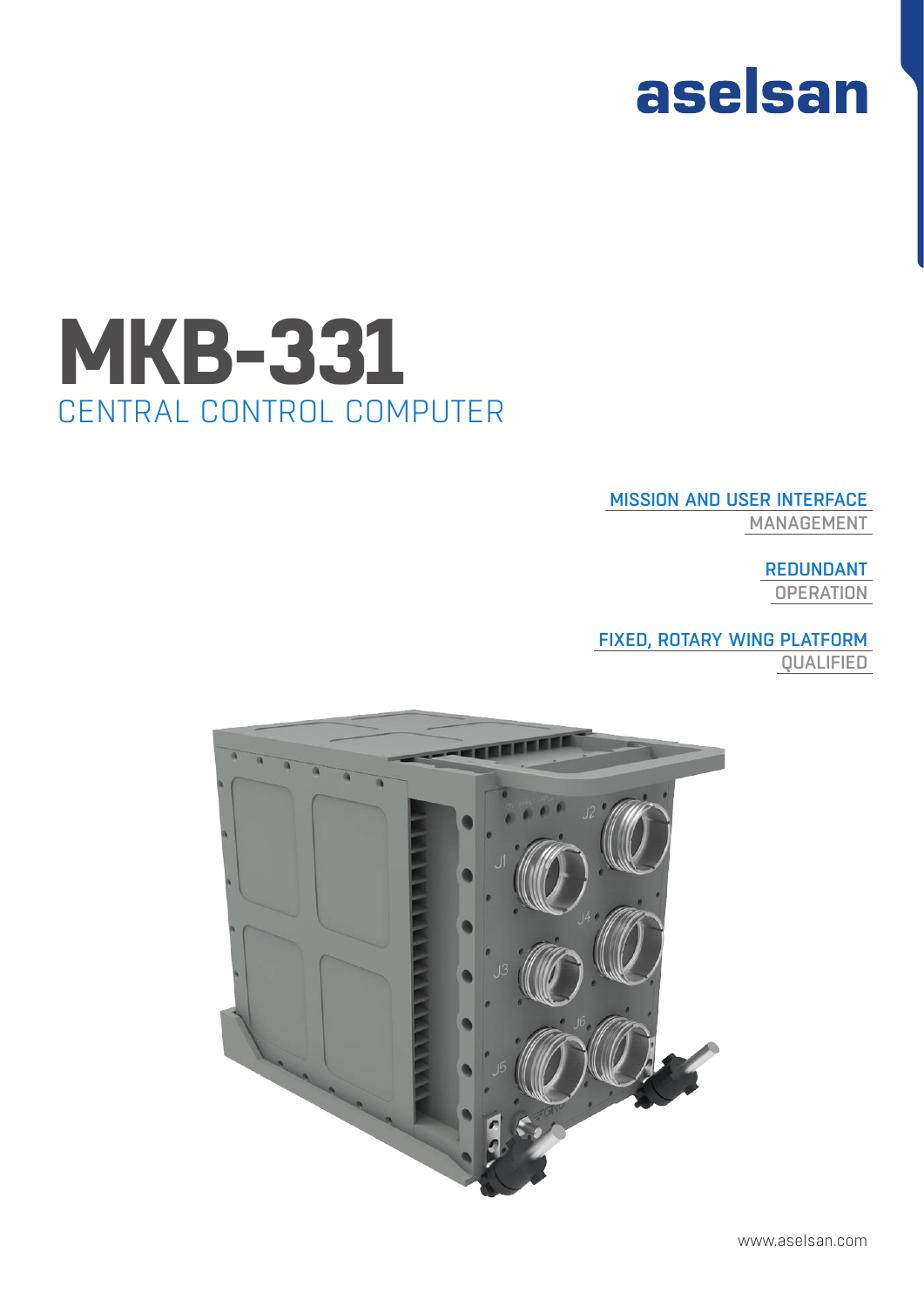aselsan

# MKB-331

## CENTRAL CONTROL COMPUTER

MISSION AND USER INTERFACE
MANAGEMENT

REDUNDANT
OPERATION

FIXED, ROTARY WING PLATFORM
QUALIFIED

www.aselsan.com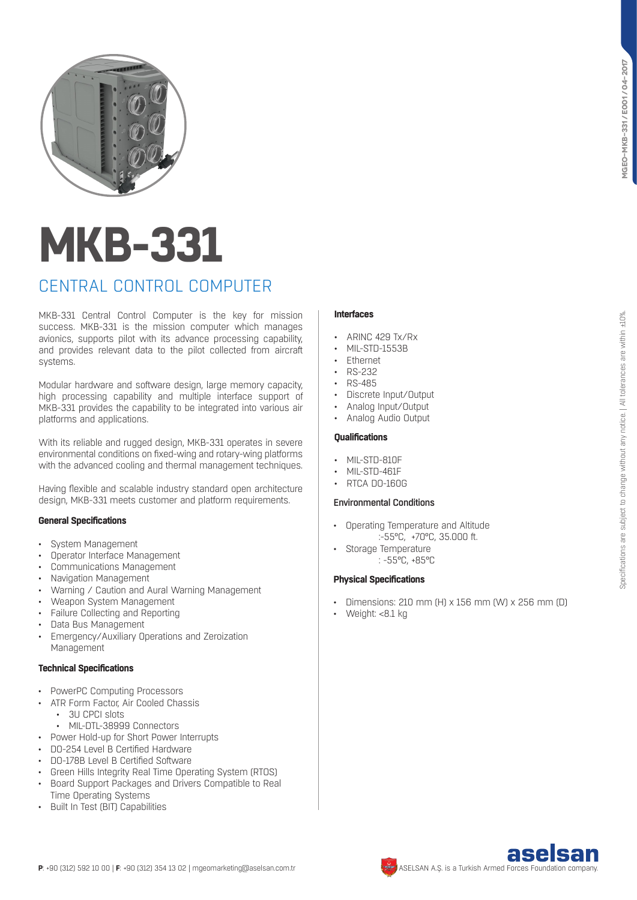# MKB-331

## CENTRAL CONTROL COMPUTER

MKB-331 Central Control Computer is the key for mission success. MKB-331 is the mission computer which manages avionics, supports pilot with its advance processing capability, and provides relevant data to the pilot collected from aircraft systems.

Modular hardware and software design, large memory capacity, high processing capability and multiple interface support of MKB-331 provides the capability to be integrated into various air platforms and applications.

With its reliable and rugged design, MKB-331 operates in severe environmental conditions on fixed-wing and rotary-wing platforms with the advanced cooling and thermal management techniques.

Having flexible and scalable industry standard open architecture design, MKB-331 meets customer and platform requirements.

**General Specifications**

- System Management
- Operator Interface Management
- Communications Management
- Navigation Management
- Warning / Caution and Aural Warning Management
- Weapon System Management
- Failure Collecting and Reporting
- Data Bus Management
- Emergency/Auxiliary Operations and Zeroization Management

**Technical Specifications**

- PowerPC Computing Processors
- ATR Form Factor, Air Cooled Chassis
  - 3U CPCI slots
  - MIL-DTL-38999 Connectors
- Power Hold-up for Short Power Interrupts
- DO-254 Level B Certified Hardware
- DO-178B Level B Certified Software
- Green Hills Integrity Real Time Operating System (RTOS)
- Board Support Packages and Drivers Compatible to Real Time Operating Systems
- Built In Test (BIT) Capabilities

**Interfaces**

- ARINC 429 Tx/Rx
- MIL-STD-1553B
- Ethernet
- RS-232
- RS-485
- Discrete Input/Output
- Analog Input/Output
- Analog Audio Output

**Qualifications**

- MIL-STD-810F
- MIL-STD-461F
- RTCA DO-160G

**Environmental Conditions**

- Operating Temperature and Altitude
  :-55°C, +70°C, 35.000 ft.
- Storage Temperature
  : -55°C, +85°C

**Physical Specifications**

- Dimensions: 210 mm (H) x 156 mm (W) x 256 mm (D)
- Weight: <8.1 kg

Specifications are subject to change without any notice. | All tolerances are within ±10%.

MGEO-MKB-331 / E001 / 04-2017

**P**: +90 (312) 592 10 00 | **F**: +90 (312) 354 13 02 | mgeomarketing@aselsan.com.tr

aselsan

ASELSAN A.Ş. is a Turkish Armed Forces Foundation company.